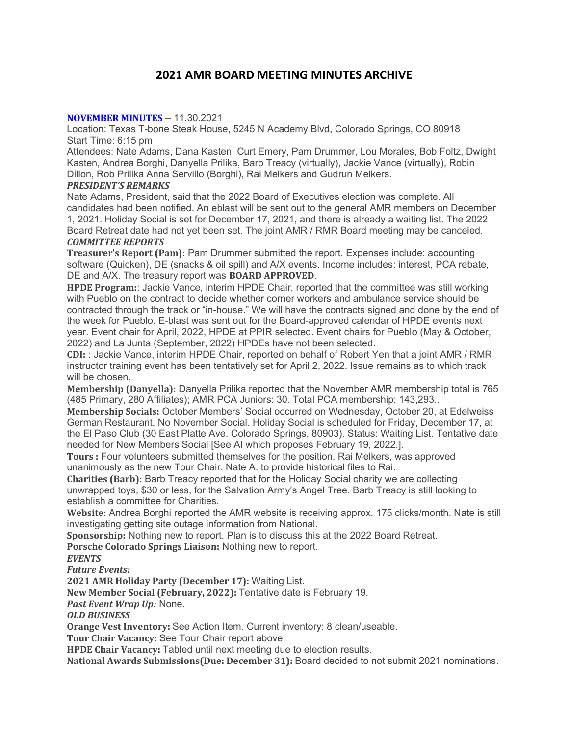# 2021 AMR BOARD MEETING MINUTES ARCHIVE

**NOVEMBER MINUTES** – 11.30.2021

Location: Texas T-bone Steak House, 5245 N Academy Blvd, Colorado Springs, CO 80918

Start Time: 6:15 pm

Attendees: Nate Adams, Dana Kasten, Curt Emery, Pam Drummer, Lou Morales, Bob Foltz, Dwight Kasten, Andrea Borghi, Danyella Prilika, Barb Treacy (virtually), Jackie Vance (virtually), Robin Dillon, Rob Prilika Anna Servillo (Borghi), Rai Melkers and Gudrun Melkers.

***PRESIDENT'S REMARKS***

Nate Adams, President, said that the 2022 Board of Executives election was complete. All candidates had been notified. An eblast will be sent out to the general AMR members on December 1, 2021. Holiday Social is set for December 17, 2021, and there is already a waiting list. The 2022 Board Retreat date had not yet been set. The joint AMR / RMR Board meeting may be canceled.

***COMMITTEE REPORTS***

**Treasurer's Report (Pam):** Pam Drummer submitted the report. Expenses include: accounting software (Quicken), DE (snacks & oil spill) and A/X events. Income includes: interest, PCA rebate, DE and A/X. The treasury report was **BOARD APPROVED**.

**HPDE Program:**: Jackie Vance, interim HPDE Chair, reported that the committee was still working with Pueblo on the contract to decide whether corner workers and ambulance service should be contracted through the track or "in-house." We will have the contracts signed and done by the end of the week for Pueblo. E-blast was sent out for the Board-approved calendar of HPDE events next year. Event chair for April, 2022, HPDE at PPIR selected. Event chairs for Pueblo (May & October, 2022) and La Junta (September, 2022) HPDEs have not been selected.

**CDI:** : Jackie Vance, interim HPDE Chair, reported on behalf of Robert Yen that a joint AMR / RMR instructor training event has been tentatively set for April 2, 2022. Issue remains as to which track will be chosen.

**Membership (Danyella):** Danyella Prilika reported that the November AMR membership total is 765 (485 Primary, 280 Affiliates); AMR PCA Juniors: 30. Total PCA membership: 143,293..

**Membership Socials:** October Members' Social occurred on Wednesday, October 20, at Edelweiss German Restaurant. No November Social. Holiday Social is scheduled for Friday, December 17, at the El Paso Club (30 East Platte Ave. Colorado Springs, 80903). Status: Waiting List. Tentative date needed for New Members Social [See AI which proposes February 19, 2022.].

**Tours :** Four volunteers submitted themselves for the position. Rai Melkers, was approved unanimously as the new Tour Chair. Nate A. to provide historical files to Rai.

**Charities (Barb):** Barb Treacy reported that for the Holiday Social charity we are collecting unwrapped toys, $30 or less, for the Salvation Army's Angel Tree. Barb Treacy is still looking to establish a committee for Charities.

**Website:** Andrea Borghi reported the AMR website is receiving approx. 175 clicks/month. Nate is still investigating getting site outage information from National.

**Sponsorship:** Nothing new to report. Plan is to discuss this at the 2022 Board Retreat.

**Porsche Colorado Springs Liaison:** Nothing new to report.

***EVENTS***

***Future Events:***

**2021 AMR Holiday Party (December 17):** Waiting List.

**New Member Social (February, 2022):** Tentative date is February 19.

***Past Event Wrap Up:*** None.

***OLD BUSINESS***

**Orange Vest Inventory:** See Action Item. Current inventory: 8 clean/useable.

**Tour Chair Vacancy:** See Tour Chair report above.

**HPDE Chair Vacancy:** Tabled until next meeting due to election results.

**National Awards Submissions(Due: December 31):** Board decided to not submit 2021 nominations.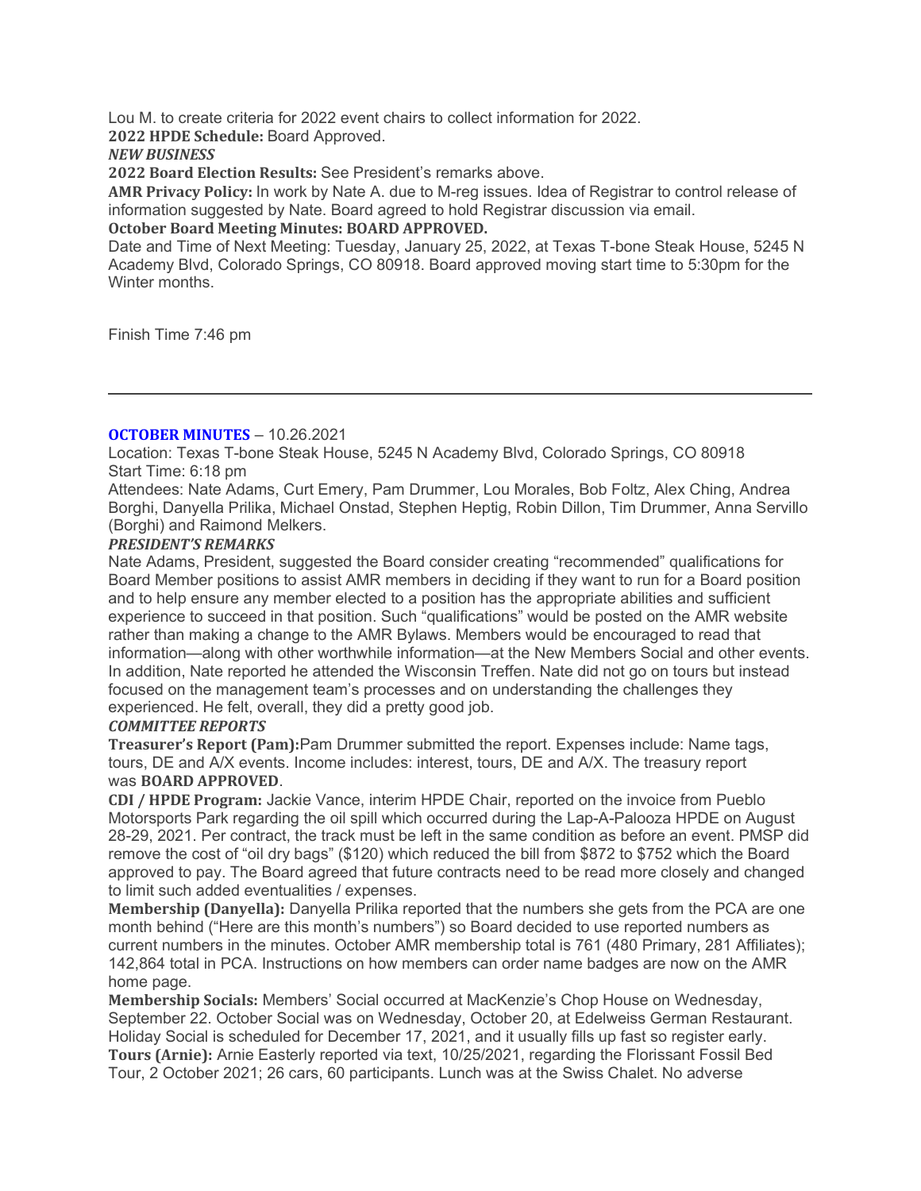Lou M. to create criteria for 2022 event chairs to collect information for 2022.

**2022 HPDE Schedule:** Board Approved.

***NEW BUSINESS***

**2022 Board Election Results:** See President's remarks above.

**AMR Privacy Policy:** In work by Nate A. due to M-reg issues. Idea of Registrar to control release of information suggested by Nate. Board agreed to hold Registrar discussion via email.

**October Board Meeting Minutes: BOARD APPROVED.**

Date and Time of Next Meeting: Tuesday, January 25, 2022, at Texas T-bone Steak House, 5245 N Academy Blvd, Colorado Springs, CO 80918. Board approved moving start time to 5:30pm for the Winter months.

Finish Time 7:46 pm

---

**OCTOBER MINUTES** – 10.26.2021

Location: Texas T-bone Steak House, 5245 N Academy Blvd, Colorado Springs, CO 80918

Start Time: 6:18 pm

Attendees: Nate Adams, Curt Emery, Pam Drummer, Lou Morales, Bob Foltz, Alex Ching, Andrea Borghi, Danyella Prilika, Michael Onstad, Stephen Heptig, Robin Dillon, Tim Drummer, Anna Servillo (Borghi) and Raimond Melkers.

***PRESIDENT'S REMARKS***

Nate Adams, President, suggested the Board consider creating "recommended" qualifications for Board Member positions to assist AMR members in deciding if they want to run for a Board position and to help ensure any member elected to a position has the appropriate abilities and sufficient experience to succeed in that position. Such "qualifications" would be posted on the AMR website rather than making a change to the AMR Bylaws. Members would be encouraged to read that information—along with other worthwhile information—at the New Members Social and other events. In addition, Nate reported he attended the Wisconsin Treffen. Nate did not go on tours but instead focused on the management team's processes and on understanding the challenges they experienced. He felt, overall, they did a pretty good job.

***COMMITTEE REPORTS***

**Treasurer's Report (Pam):**Pam Drummer submitted the report. Expenses include: Name tags, tours, DE and A/X events. Income includes: interest, tours, DE and A/X. The treasury report was **BOARD APPROVED**.

**CDI / HPDE Program:** Jackie Vance, interim HPDE Chair, reported on the invoice from Pueblo Motorsports Park regarding the oil spill which occurred during the Lap-A-Palooza HPDE on August 28-29, 2021. Per contract, the track must be left in the same condition as before an event. PMSP did remove the cost of "oil dry bags" ($120) which reduced the bill from $872 to $752 which the Board approved to pay. The Board agreed that future contracts need to be read more closely and changed to limit such added eventualities / expenses.

**Membership (Danyella):** Danyella Prilika reported that the numbers she gets from the PCA are one month behind ("Here are this month's numbers") so Board decided to use reported numbers as current numbers in the minutes. October AMR membership total is 761 (480 Primary, 281 Affiliates); 142,864 total in PCA. Instructions on how members can order name badges are now on the AMR home page.

**Membership Socials:** Members' Social occurred at MacKenzie's Chop House on Wednesday, September 22. October Social was on Wednesday, October 20, at Edelweiss German Restaurant. Holiday Social is scheduled for December 17, 2021, and it usually fills up fast so register early.

**Tours (Arnie):** Arnie Easterly reported via text, 10/25/2021, regarding the Florissant Fossil Bed Tour, 2 October 2021; 26 cars, 60 participants. Lunch was at the Swiss Chalet. No adverse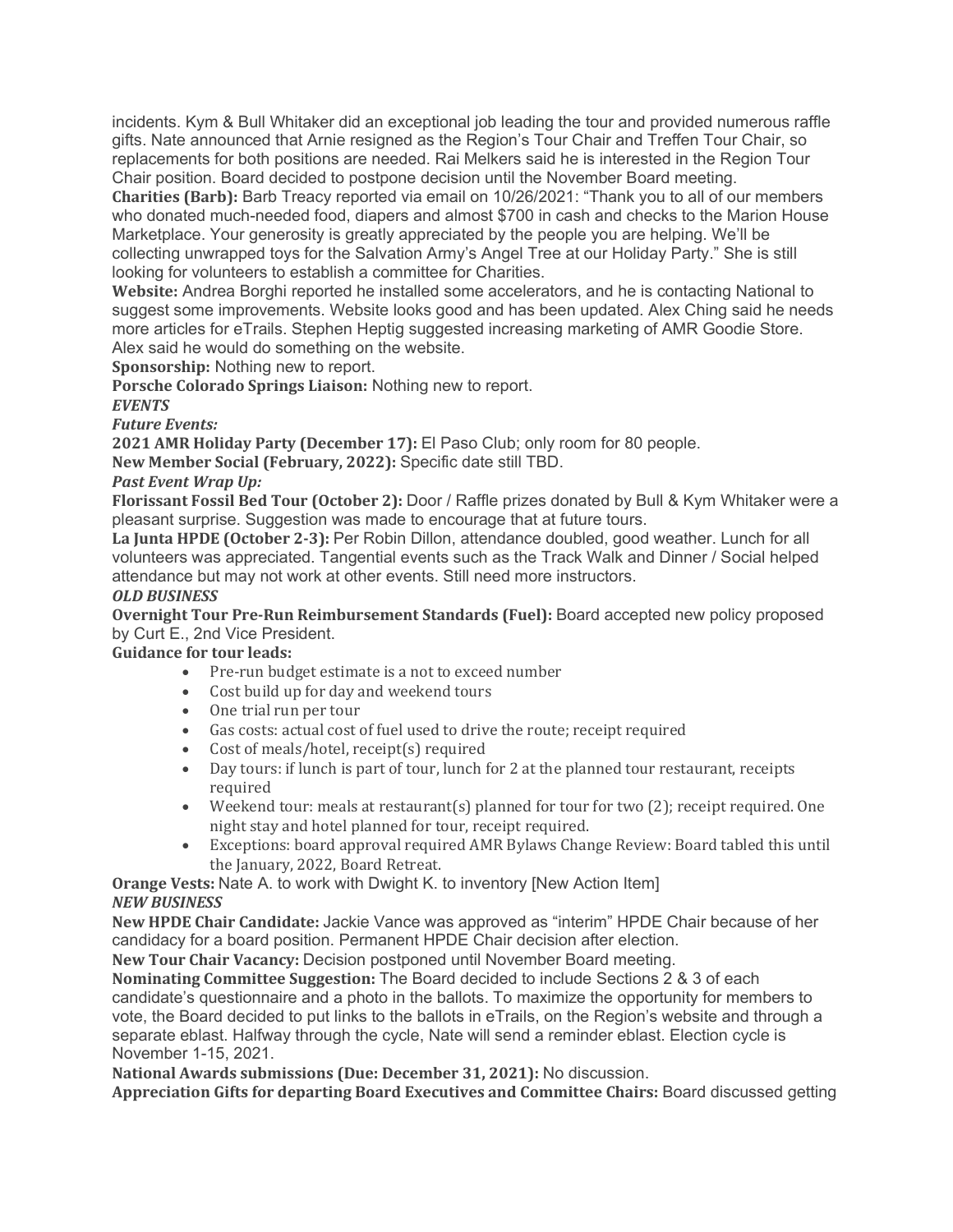incidents. Kym & Bull Whitaker did an exceptional job leading the tour and provided numerous raffle gifts. Nate announced that Arnie resigned as the Region's Tour Chair and Treffen Tour Chair, so replacements for both positions are needed. Rai Melkers said he is interested in the Region Tour Chair position. Board decided to postpone decision until the November Board meeting.

**Charities (Barb):** Barb Treacy reported via email on 10/26/2021: "Thank you to all of our members who donated much-needed food, diapers and almost $700 in cash and checks to the Marion House Marketplace. Your generosity is greatly appreciated by the people you are helping. We'll be collecting unwrapped toys for the Salvation Army's Angel Tree at our Holiday Party." She is still looking for volunteers to establish a committee for Charities.

**Website:** Andrea Borghi reported he installed some accelerators, and he is contacting National to suggest some improvements. Website looks good and has been updated. Alex Ching said he needs more articles for eTrails. Stephen Heptig suggested increasing marketing of AMR Goodie Store. Alex said he would do something on the website.

**Sponsorship:** Nothing new to report.

**Porsche Colorado Springs Liaison:** Nothing new to report.

***EVENTS***

***Future Events:***

**2021 AMR Holiday Party (December 17):** El Paso Club; only room for 80 people.

**New Member Social (February, 2022):** Specific date still TBD.

***Past Event Wrap Up:***

**Florissant Fossil Bed Tour (October 2):** Door / Raffle prizes donated by Bull & Kym Whitaker were a pleasant surprise. Suggestion was made to encourage that at future tours.

**La Junta HPDE (October 2-3):** Per Robin Dillon, attendance doubled, good weather. Lunch for all volunteers was appreciated. Tangential events such as the Track Walk and Dinner / Social helped attendance but may not work at other events. Still need more instructors.

***OLD BUSINESS***

**Overnight Tour Pre-Run Reimbursement Standards (Fuel):** Board accepted new policy proposed by Curt E., 2nd Vice President.

**Guidance for tour leads:**

- Pre-run budget estimate is a not to exceed number
- Cost build up for day and weekend tours
- One trial run per tour
- Gas costs: actual cost of fuel used to drive the route; receipt required
- Cost of meals/hotel, receipt(s) required
- Day tours: if lunch is part of tour, lunch for 2 at the planned tour restaurant, receipts required
- Weekend tour: meals at restaurant(s) planned for tour for two (2); receipt required. One night stay and hotel planned for tour, receipt required.
- Exceptions: board approval required AMR Bylaws Change Review: Board tabled this until the January, 2022, Board Retreat.

**Orange Vests:** Nate A. to work with Dwight K. to inventory [New Action Item]

***NEW BUSINESS***

**New HPDE Chair Candidate:** Jackie Vance was approved as "interim" HPDE Chair because of her candidacy for a board position. Permanent HPDE Chair decision after election.

**New Tour Chair Vacancy:** Decision postponed until November Board meeting.

**Nominating Committee Suggestion:** The Board decided to include Sections 2 & 3 of each candidate's questionnaire and a photo in the ballots. To maximize the opportunity for members to vote, the Board decided to put links to the ballots in eTrails, on the Region's website and through a separate eblast. Halfway through the cycle, Nate will send a reminder eblast. Election cycle is November 1-15, 2021.

**National Awards submissions (Due: December 31, 2021):** No discussion.

**Appreciation Gifts for departing Board Executives and Committee Chairs:** Board discussed getting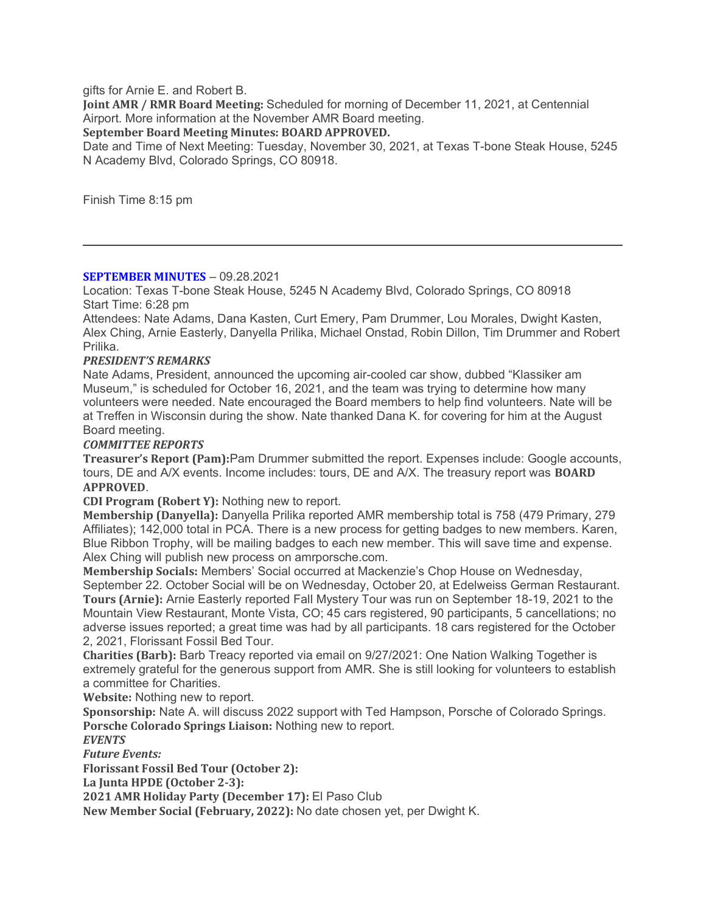gifts for Arnie E. and Robert B.

**Joint AMR / RMR Board Meeting:** Scheduled for morning of December 11, 2021, at Centennial Airport. More information at the November AMR Board meeting.

**September Board Meeting Minutes: BOARD APPROVED.**

Date and Time of Next Meeting: Tuesday, November 30, 2021, at Texas T-bone Steak House, 5245 N Academy Blvd, Colorado Springs, CO 80918.

Finish Time 8:15 pm

---

## SEPTEMBER MINUTES – 09.28.2021

Location: Texas T-bone Steak House, 5245 N Academy Blvd, Colorado Springs, CO 80918
Start Time: 6:28 pm
Attendees: Nate Adams, Dana Kasten, Curt Emery, Pam Drummer, Lou Morales, Dwight Kasten, Alex Ching, Arnie Easterly, Danyella Prilika, Michael Onstad, Robin Dillon, Tim Drummer and Robert Prilika.

***PRESIDENT'S REMARKS***

Nate Adams, President, announced the upcoming air-cooled car show, dubbed "Klassiker am Museum," is scheduled for October 16, 2021, and the team was trying to determine how many volunteers were needed. Nate encouraged the Board members to help find volunteers. Nate will be at Treffen in Wisconsin during the show. Nate thanked Dana K. for covering for him at the August Board meeting.

***COMMITTEE REPORTS***

**Treasurer's Report (Pam):**Pam Drummer submitted the report. Expenses include: Google accounts, tours, DE and A/X events. Income includes: tours, DE and A/X. The treasury report was **BOARD APPROVED**.

**CDI Program (Robert Y):** Nothing new to report.

**Membership (Danyella):** Danyella Prilika reported AMR membership total is 758 (479 Primary, 279 Affiliates); 142,000 total in PCA. There is a new process for getting badges to new members. Karen, Blue Ribbon Trophy, will be mailing badges to each new member. This will save time and expense. Alex Ching will publish new process on amrporsche.com.

**Membership Socials:** Members' Social occurred at Mackenzie's Chop House on Wednesday, September 22. October Social will be on Wednesday, October 20, at Edelweiss German Restaurant.

**Tours (Arnie):** Arnie Easterly reported Fall Mystery Tour was run on September 18-19, 2021 to the Mountain View Restaurant, Monte Vista, CO; 45 cars registered, 90 participants, 5 cancellations; no adverse issues reported; a great time was had by all participants. 18 cars registered for the October 2, 2021, Florissant Fossil Bed Tour.

**Charities (Barb):** Barb Treacy reported via email on 9/27/2021: One Nation Walking Together is extremely grateful for the generous support from AMR. She is still looking for volunteers to establish a committee for Charities.

**Website:** Nothing new to report.

**Sponsorship:** Nate A. will discuss 2022 support with Ted Hampson, Porsche of Colorado Springs.

**Porsche Colorado Springs Liaison:** Nothing new to report.

***EVENTS***

***Future Events:***

**Florissant Fossil Bed Tour (October 2):**

**La Junta HPDE (October 2-3):**

**2021 AMR Holiday Party (December 17):** El Paso Club

**New Member Social (February, 2022):** No date chosen yet, per Dwight K.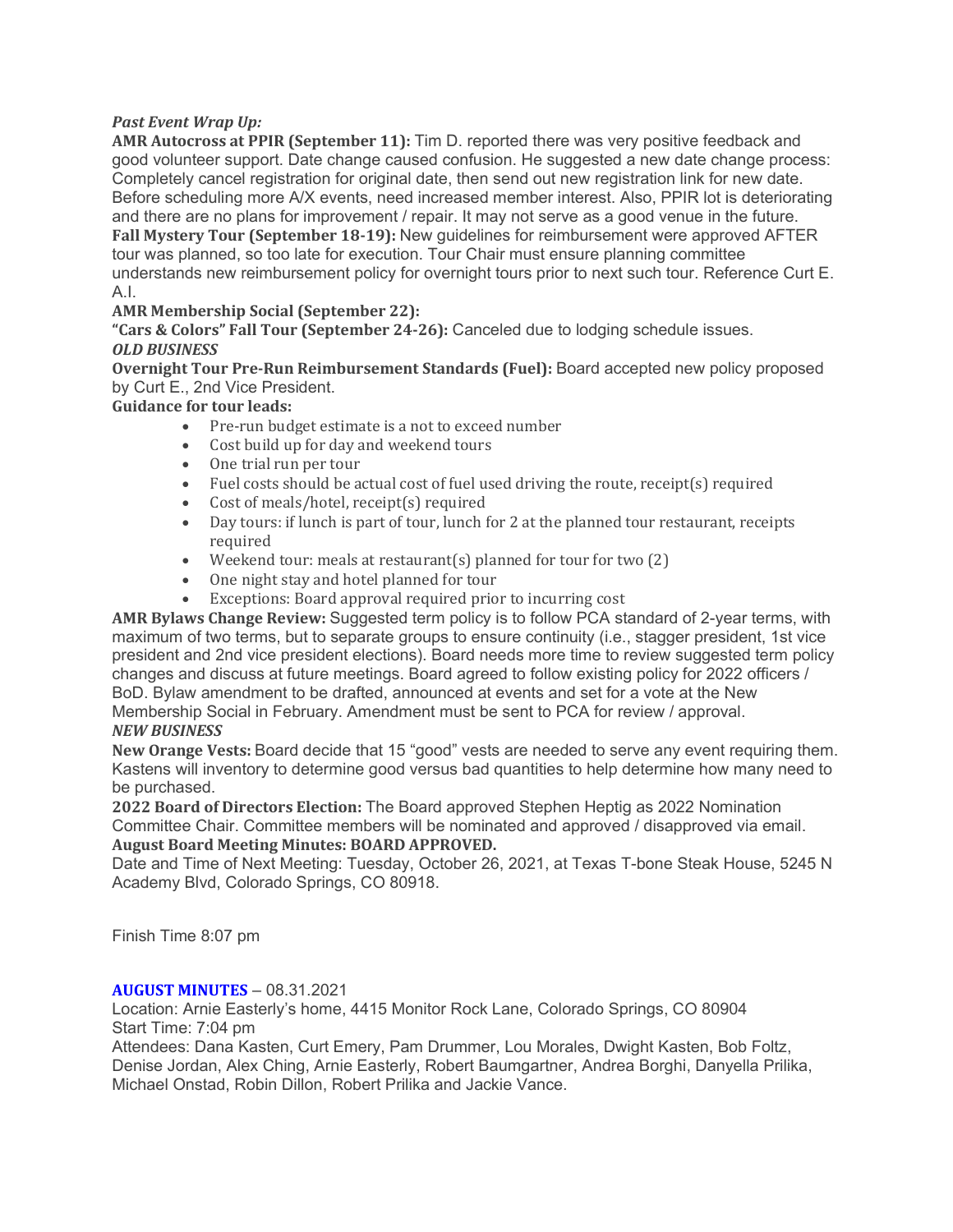***Past Event Wrap Up:***

**AMR Autocross at PPIR (September 11):** Tim D. reported there was very positive feedback and good volunteer support. Date change caused confusion. He suggested a new date change process: Completely cancel registration for original date, then send out new registration link for new date. Before scheduling more A/X events, need increased member interest. Also, PPIR lot is deteriorating and there are no plans for improvement / repair. It may not serve as a good venue in the future.

**Fall Mystery Tour (September 18-19):** New guidelines for reimbursement were approved AFTER tour was planned, so too late for execution. Tour Chair must ensure planning committee understands new reimbursement policy for overnight tours prior to next such tour. Reference Curt E. A.I.

**AMR Membership Social (September 22):**

**"Cars & Colors" Fall Tour (September 24-26):** Canceled due to lodging schedule issues.

***OLD BUSINESS***

**Overnight Tour Pre-Run Reimbursement Standards (Fuel):** Board accepted new policy proposed by Curt E., 2nd Vice President.

**Guidance for tour leads:**

- Pre-run budget estimate is a not to exceed number
- Cost build up for day and weekend tours
- One trial run per tour
- Fuel costs should be actual cost of fuel used driving the route, receipt(s) required
- Cost of meals/hotel, receipt(s) required
- Day tours: if lunch is part of tour, lunch for 2 at the planned tour restaurant, receipts required
- Weekend tour: meals at restaurant(s) planned for tour for two (2)
- One night stay and hotel planned for tour
- Exceptions: Board approval required prior to incurring cost

**AMR Bylaws Change Review:** Suggested term policy is to follow PCA standard of 2-year terms, with maximum of two terms, but to separate groups to ensure continuity (i.e., stagger president, 1st vice president and 2nd vice president elections). Board needs more time to review suggested term policy changes and discuss at future meetings. Board agreed to follow existing policy for 2022 officers / BoD. Bylaw amendment to be drafted, announced at events and set for a vote at the New Membership Social in February. Amendment must be sent to PCA for review / approval.

***NEW BUSINESS***

**New Orange Vests:** Board decide that 15 "good" vests are needed to serve any event requiring them. Kastens will inventory to determine good versus bad quantities to help determine how many need to be purchased.

**2022 Board of Directors Election:** The Board approved Stephen Heptig as 2022 Nomination Committee Chair. Committee members will be nominated and approved / disapproved via email.

**August Board Meeting Minutes: BOARD APPROVED.**

Date and Time of Next Meeting: Tuesday, October 26, 2021, at Texas T-bone Steak House, 5245 N Academy Blvd, Colorado Springs, CO 80918.

Finish Time 8:07 pm

**AUGUST MINUTES** – 08.31.2021

Location: Arnie Easterly's home, 4415 Monitor Rock Lane, Colorado Springs, CO 80904

Start Time: 7:04 pm

Attendees: Dana Kasten, Curt Emery, Pam Drummer, Lou Morales, Dwight Kasten, Bob Foltz, Denise Jordan, Alex Ching, Arnie Easterly, Robert Baumgartner, Andrea Borghi, Danyella Prilika, Michael Onstad, Robin Dillon, Robert Prilika and Jackie Vance.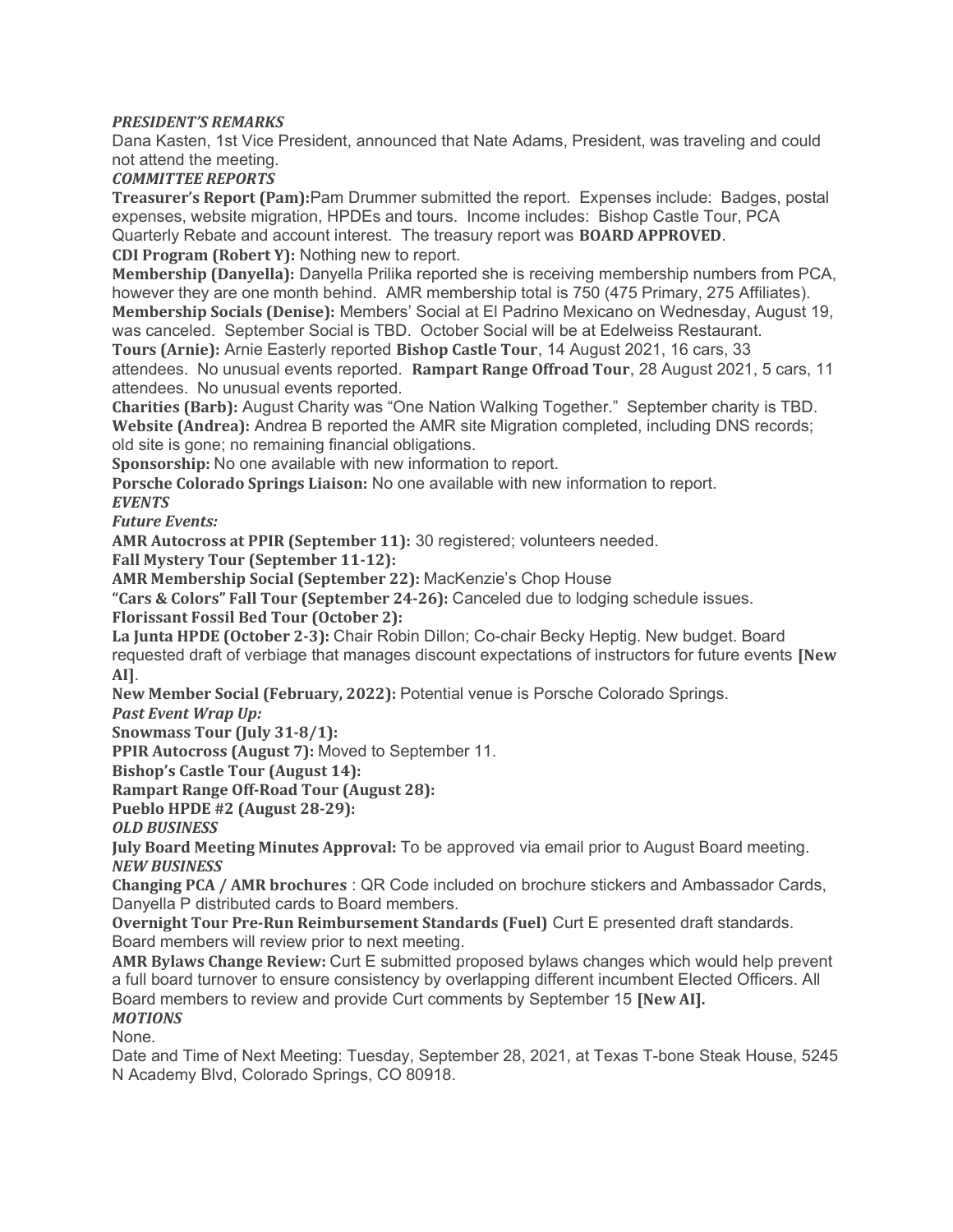***PRESIDENT'S REMARKS***

Dana Kasten, 1st Vice President, announced that Nate Adams, President, was traveling and could not attend the meeting.

***COMMITTEE REPORTS***

**Treasurer's Report (Pam):**Pam Drummer submitted the report. Expenses include: Badges, postal expenses, website migration, HPDEs and tours. Income includes: Bishop Castle Tour, PCA Quarterly Rebate and account interest. The treasury report was **BOARD APPROVED**.

**CDI Program (Robert Y):** Nothing new to report.

**Membership (Danyella):** Danyella Prilika reported she is receiving membership numbers from PCA, however they are one month behind. AMR membership total is 750 (475 Primary, 275 Affiliates).

**Membership Socials (Denise):** Members' Social at El Padrino Mexicano on Wednesday, August 19, was canceled. September Social is TBD. October Social will be at Edelweiss Restaurant.

**Tours (Arnie):** Arnie Easterly reported **Bishop Castle Tour**, 14 August 2021, 16 cars, 33 attendees. No unusual events reported. **Rampart Range Offroad Tour**, 28 August 2021, 5 cars, 11 attendees. No unusual events reported.

**Charities (Barb):** August Charity was "One Nation Walking Together." September charity is TBD.

**Website (Andrea):** Andrea B reported the AMR site Migration completed, including DNS records; old site is gone; no remaining financial obligations.

**Sponsorship:** No one available with new information to report.

**Porsche Colorado Springs Liaison:** No one available with new information to report.

***EVENTS***

***Future Events:***

**AMR Autocross at PPIR (September 11):** 30 registered; volunteers needed.

**Fall Mystery Tour (September 11-12):**

**AMR Membership Social (September 22):** MacKenzie's Chop House

**"Cars & Colors" Fall Tour (September 24-26):** Canceled due to lodging schedule issues.

**Florissant Fossil Bed Tour (October 2):**

**La Junta HPDE (October 2-3):** Chair Robin Dillon; Co-chair Becky Heptig. New budget. Board requested draft of verbiage that manages discount expectations of instructors for future events **[New AI]**.

**New Member Social (February, 2022):** Potential venue is Porsche Colorado Springs.

***Past Event Wrap Up:***

**Snowmass Tour (July 31-8/1):**

**PPIR Autocross (August 7):** Moved to September 11.

**Bishop's Castle Tour (August 14):**

**Rampart Range Off-Road Tour (August 28):**

**Pueblo HPDE #2 (August 28-29):**

***OLD BUSINESS***

**July Board Meeting Minutes Approval:** To be approved via email prior to August Board meeting.

***NEW BUSINESS***

**Changing PCA / AMR brochures** : QR Code included on brochure stickers and Ambassador Cards, Danyella P distributed cards to Board members.

**Overnight Tour Pre-Run Reimbursement Standards (Fuel)** Curt E presented draft standards. Board members will review prior to next meeting.

**AMR Bylaws Change Review:** Curt E submitted proposed bylaws changes which would help prevent a full board turnover to ensure consistency by overlapping different incumbent Elected Officers. All Board members to review and provide Curt comments by September 15 **[New AI].**

***MOTIONS***

None.

Date and Time of Next Meeting: Tuesday, September 28, 2021, at Texas T-bone Steak House, 5245 N Academy Blvd, Colorado Springs, CO 80918.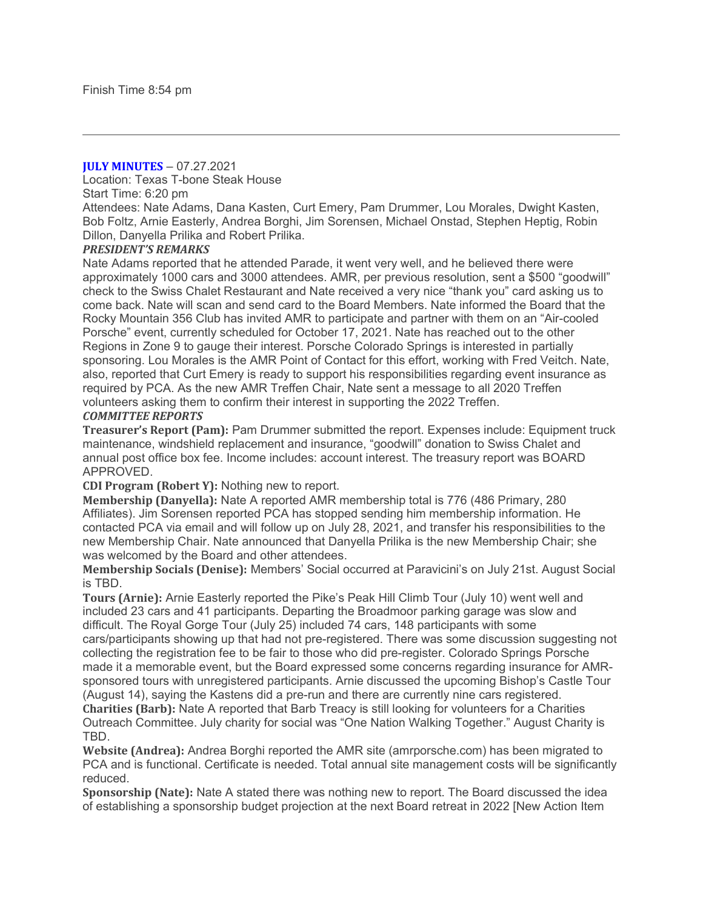Finish Time 8:54 pm

---

## JULY MINUTES – 07.27.2021

Location: Texas T-bone Steak House

Start Time: 6:20 pm

Attendees: Nate Adams, Dana Kasten, Curt Emery, Pam Drummer, Lou Morales, Dwight Kasten, Bob Foltz, Arnie Easterly, Andrea Borghi, Jim Sorensen, Michael Onstad, Stephen Heptig, Robin Dillon, Danyella Prilika and Robert Prilika.

### *PRESIDENT'S REMARKS*

Nate Adams reported that he attended Parade, it went very well, and he believed there were approximately 1000 cars and 3000 attendees. AMR, per previous resolution, sent a $500 "goodwill" check to the Swiss Chalet Restaurant and Nate received a very nice "thank you" card asking us to come back. Nate will scan and send card to the Board Members. Nate informed the Board that the Rocky Mountain 356 Club has invited AMR to participate and partner with them on an "Air-cooled Porsche" event, currently scheduled for October 17, 2021. Nate has reached out to the other Regions in Zone 9 to gauge their interest. Porsche Colorado Springs is interested in partially sponsoring. Lou Morales is the AMR Point of Contact for this effort, working with Fred Veitch. Nate, also, reported that Curt Emery is ready to support his responsibilities regarding event insurance as required by PCA. As the new AMR Treffen Chair, Nate sent a message to all 2020 Treffen volunteers asking them to confirm their interest in supporting the 2022 Treffen.

### *COMMITTEE REPORTS*

**Treasurer's Report (Pam):** Pam Drummer submitted the report. Expenses include: Equipment truck maintenance, windshield replacement and insurance, "goodwill" donation to Swiss Chalet and annual post office box fee. Income includes: account interest. The treasury report was BOARD APPROVED.

**CDI Program (Robert Y):** Nothing new to report.

**Membership (Danyella):** Nate A reported AMR membership total is 776 (486 Primary, 280 Affiliates). Jim Sorensen reported PCA has stopped sending him membership information. He contacted PCA via email and will follow up on July 28, 2021, and transfer his responsibilities to the new Membership Chair. Nate announced that Danyella Prilika is the new Membership Chair; she was welcomed by the Board and other attendees.

**Membership Socials (Denise):** Members' Social occurred at Paravicini's on July 21st. August Social is TBD.

**Tours (Arnie):** Arnie Easterly reported the Pike's Peak Hill Climb Tour (July 10) went well and included 23 cars and 41 participants. Departing the Broadmoor parking garage was slow and difficult. The Royal Gorge Tour (July 25) included 74 cars, 148 participants with some cars/participants showing up that had not pre-registered. There was some discussion suggesting not collecting the registration fee to be fair to those who did pre-register. Colorado Springs Porsche made it a memorable event, but the Board expressed some concerns regarding insurance for AMR-sponsored tours with unregistered participants. Arnie discussed the upcoming Bishop's Castle Tour (August 14), saying the Kastens did a pre-run and there are currently nine cars registered.

**Charities (Barb):** Nate A reported that Barb Treacy is still looking for volunteers for a Charities Outreach Committee. July charity for social was "One Nation Walking Together." August Charity is TBD.

**Website (Andrea):** Andrea Borghi reported the AMR site (amrporsche.com) has been migrated to PCA and is functional. Certificate is needed. Total annual site management costs will be significantly reduced.

**Sponsorship (Nate):** Nate A stated there was nothing new to report. The Board discussed the idea of establishing a sponsorship budget projection at the next Board retreat in 2022 [New Action Item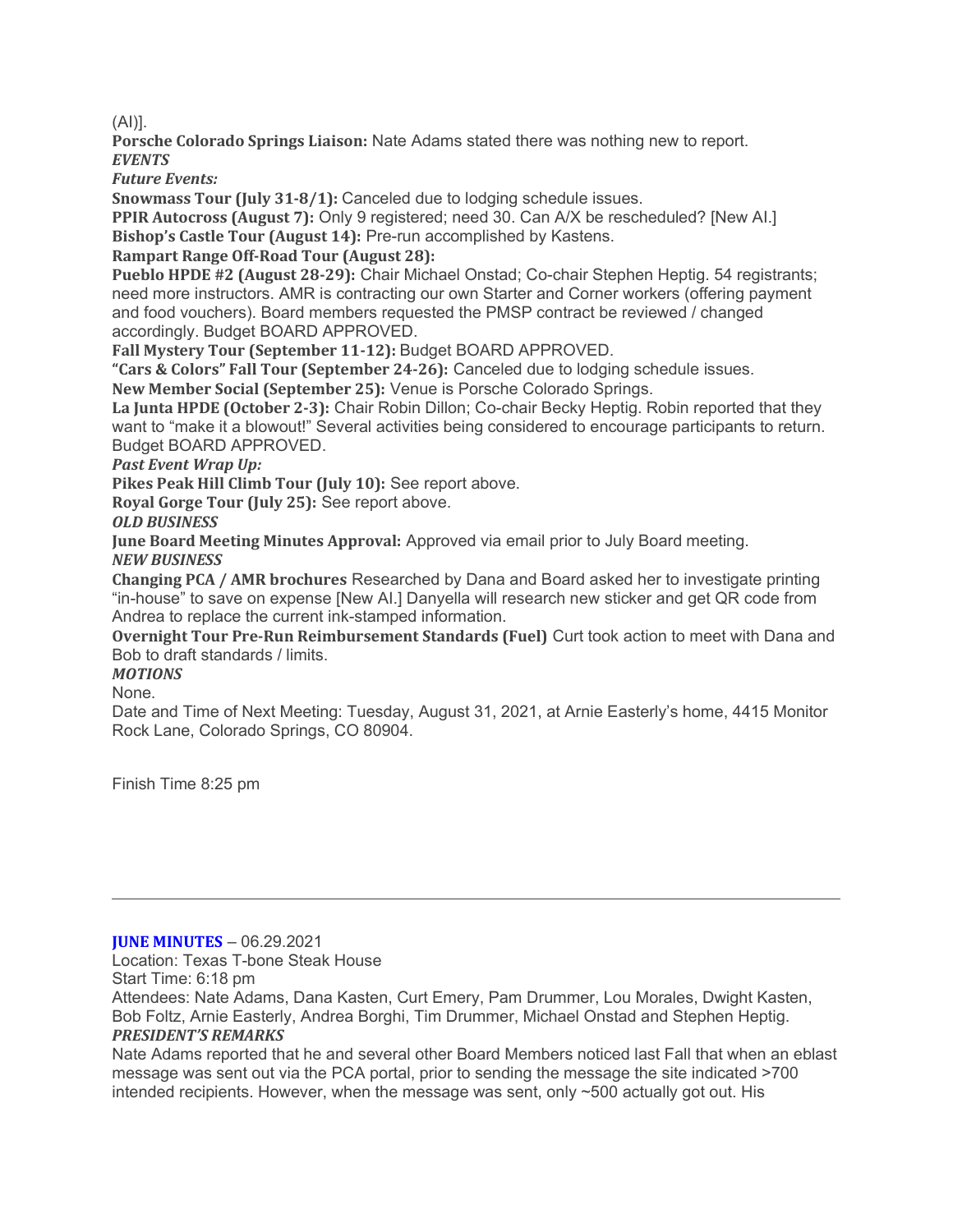(AI)].

**Porsche Colorado Springs Liaison:** Nate Adams stated there was nothing new to report.

***EVENTS***

***Future Events:***

**Snowmass Tour (July 31-8/1):** Canceled due to lodging schedule issues.

**PPIR Autocross (August 7):** Only 9 registered; need 30. Can A/X be rescheduled? [New AI.]

**Bishop's Castle Tour (August 14):** Pre-run accomplished by Kastens.

**Rampart Range Off-Road Tour (August 28):**

**Pueblo HPDE #2 (August 28-29):** Chair Michael Onstad; Co-chair Stephen Heptig. 54 registrants; need more instructors. AMR is contracting our own Starter and Corner workers (offering payment and food vouchers). Board members requested the PMSP contract be reviewed / changed accordingly. Budget BOARD APPROVED.

**Fall Mystery Tour (September 11-12):** Budget BOARD APPROVED.

**"Cars & Colors" Fall Tour (September 24-26):** Canceled due to lodging schedule issues.

**New Member Social (September 25):** Venue is Porsche Colorado Springs.

**La Junta HPDE (October 2-3):** Chair Robin Dillon; Co-chair Becky Heptig. Robin reported that they want to "make it a blowout!" Several activities being considered to encourage participants to return. Budget BOARD APPROVED.

***Past Event Wrap Up:***

**Pikes Peak Hill Climb Tour (July 10):** See report above.

**Royal Gorge Tour (July 25):** See report above.

***OLD BUSINESS***

**June Board Meeting Minutes Approval:** Approved via email prior to July Board meeting.

***NEW BUSINESS***

**Changing PCA / AMR brochures** Researched by Dana and Board asked her to investigate printing "in-house" to save on expense [New AI.] Danyella will research new sticker and get QR code from Andrea to replace the current ink-stamped information.

**Overnight Tour Pre-Run Reimbursement Standards (Fuel)** Curt took action to meet with Dana and Bob to draft standards / limits.

***MOTIONS***

None.

Date and Time of Next Meeting: Tuesday, August 31, 2021, at Arnie Easterly's home, 4415 Monitor Rock Lane, Colorado Springs, CO 80904.

Finish Time 8:25 pm

---

**JUNE MINUTES** – 06.29.2021

Location: Texas T-bone Steak House

Start Time: 6:18 pm

Attendees: Nate Adams, Dana Kasten, Curt Emery, Pam Drummer, Lou Morales, Dwight Kasten, Bob Foltz, Arnie Easterly, Andrea Borghi, Tim Drummer, Michael Onstad and Stephen Heptig.

***PRESIDENT'S REMARKS***

Nate Adams reported that he and several other Board Members noticed last Fall that when an eblast message was sent out via the PCA portal, prior to sending the message the site indicated >700 intended recipients. However, when the message was sent, only ~500 actually got out. His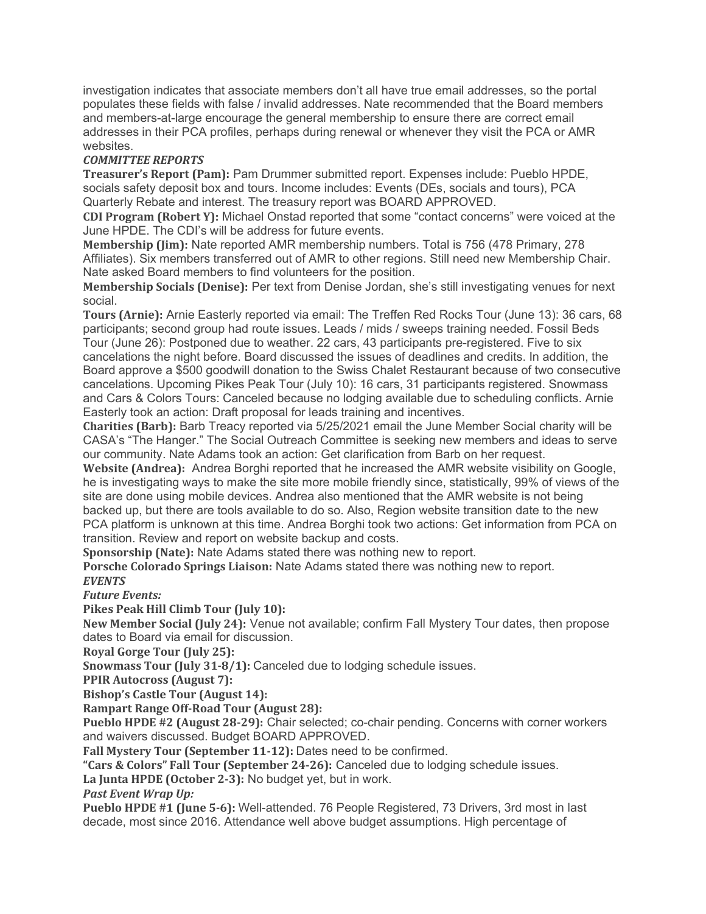investigation indicates that associate members don't all have true email addresses, so the portal populates these fields with false / invalid addresses. Nate recommended that the Board members and members-at-large encourage the general membership to ensure there are correct email addresses in their PCA profiles, perhaps during renewal or whenever they visit the PCA or AMR websites.

***COMMITTEE REPORTS***

**Treasurer's Report (Pam):** Pam Drummer submitted report. Expenses include: Pueblo HPDE, socials safety deposit box and tours. Income includes: Events (DEs, socials and tours), PCA Quarterly Rebate and interest. The treasury report was BOARD APPROVED.

**CDI Program (Robert Y):** Michael Onstad reported that some "contact concerns" were voiced at the June HPDE. The CDI's will be address for future events.

**Membership (Jim):** Nate reported AMR membership numbers. Total is 756 (478 Primary, 278 Affiliates). Six members transferred out of AMR to other regions. Still need new Membership Chair. Nate asked Board members to find volunteers for the position.

**Membership Socials (Denise):** Per text from Denise Jordan, she's still investigating venues for next social.

**Tours (Arnie):** Arnie Easterly reported via email: The Treffen Red Rocks Tour (June 13): 36 cars, 68 participants; second group had route issues. Leads / mids / sweeps training needed. Fossil Beds Tour (June 26): Postponed due to weather. 22 cars, 43 participants pre-registered. Five to six cancelations the night before. Board discussed the issues of deadlines and credits. In addition, the Board approve a $500 goodwill donation to the Swiss Chalet Restaurant because of two consecutive cancelations. Upcoming Pikes Peak Tour (July 10): 16 cars, 31 participants registered. Snowmass and Cars & Colors Tours: Canceled because no lodging available due to scheduling conflicts. Arnie Easterly took an action: Draft proposal for leads training and incentives.

**Charities (Barb):** Barb Treacy reported via 5/25/2021 email the June Member Social charity will be CASA's "The Hanger." The Social Outreach Committee is seeking new members and ideas to serve our community. Nate Adams took an action: Get clarification from Barb on her request.

**Website (Andrea):** Andrea Borghi reported that he increased the AMR website visibility on Google, he is investigating ways to make the site more mobile friendly since, statistically, 99% of views of the site are done using mobile devices. Andrea also mentioned that the AMR website is not being backed up, but there are tools available to do so. Also, Region website transition date to the new PCA platform is unknown at this time. Andrea Borghi took two actions: Get information from PCA on transition. Review and report on website backup and costs.

**Sponsorship (Nate):** Nate Adams stated there was nothing new to report.

**Porsche Colorado Springs Liaison:** Nate Adams stated there was nothing new to report.

***EVENTS***

***Future Events:***

**Pikes Peak Hill Climb Tour (July 10):**

**New Member Social (July 24):** Venue not available; confirm Fall Mystery Tour dates, then propose dates to Board via email for discussion.

**Royal Gorge Tour (July 25):**

**Snowmass Tour (July 31-8/1):** Canceled due to lodging schedule issues.

**PPIR Autocross (August 7):**

**Bishop's Castle Tour (August 14):**

**Rampart Range Off-Road Tour (August 28):**

**Pueblo HPDE #2 (August 28-29):** Chair selected; co-chair pending. Concerns with corner workers and waivers discussed. Budget BOARD APPROVED.

**Fall Mystery Tour (September 11-12):** Dates need to be confirmed.

**"Cars & Colors" Fall Tour (September 24-26):** Canceled due to lodging schedule issues.

**La Junta HPDE (October 2-3):** No budget yet, but in work.

***Past Event Wrap Up:***

**Pueblo HPDE #1 (June 5-6):** Well-attended. 76 People Registered, 73 Drivers, 3rd most in last decade, most since 2016. Attendance well above budget assumptions. High percentage of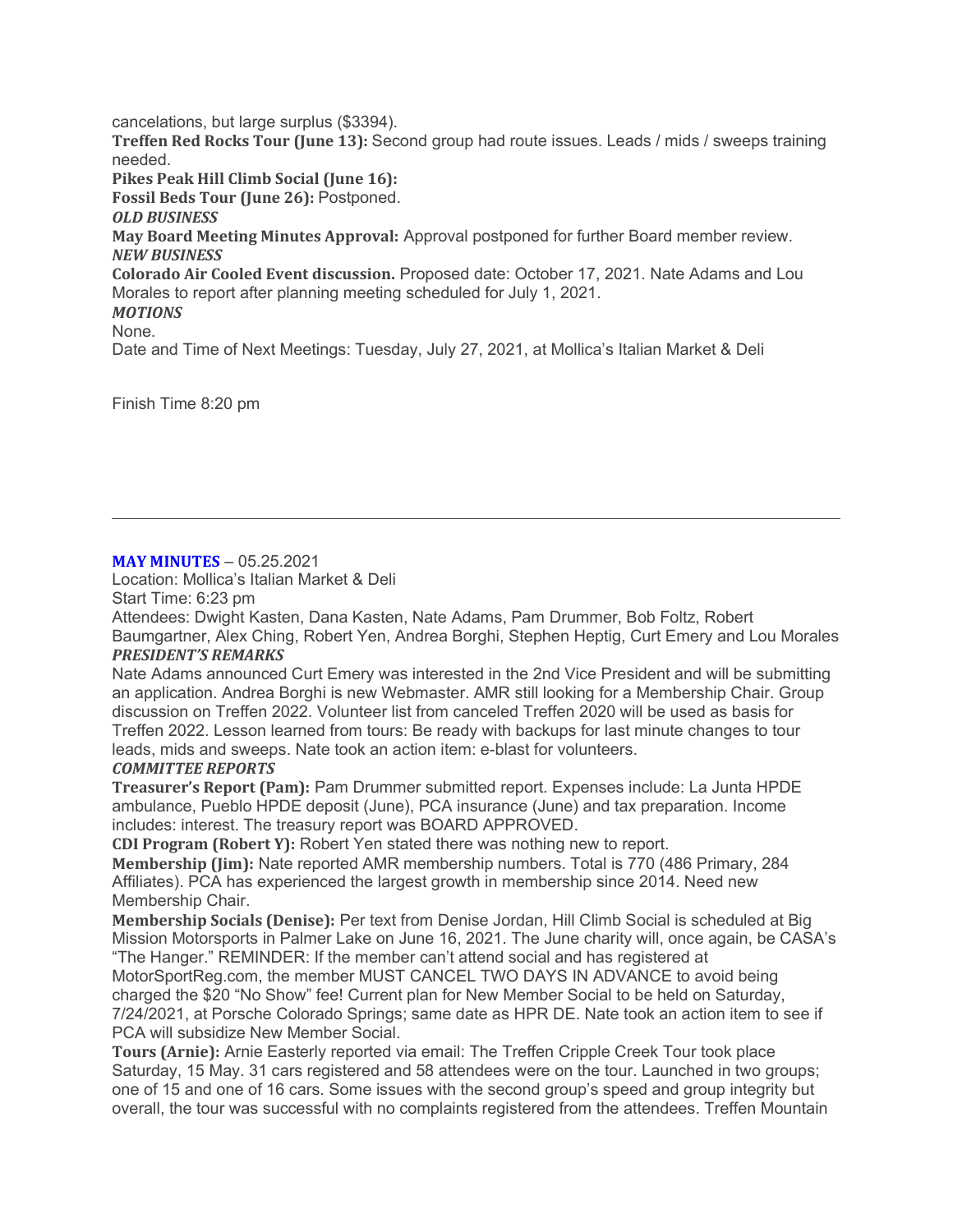cancelations, but large surplus ($3394).

**Treffen Red Rocks Tour (June 13):** Second group had route issues. Leads / mids / sweeps training needed.

**Pikes Peak Hill Climb Social (June 16):**

**Fossil Beds Tour (June 26):** Postponed.

***OLD BUSINESS***

**May Board Meeting Minutes Approval:** Approval postponed for further Board member review.

***NEW BUSINESS***

**Colorado Air Cooled Event discussion.** Proposed date: October 17, 2021. Nate Adams and Lou Morales to report after planning meeting scheduled for July 1, 2021.

***MOTIONS***

None.

Date and Time of Next Meetings: Tuesday, July 27, 2021, at Mollica's Italian Market & Deli

Finish Time 8:20 pm

---

**MAY MINUTES** – 05.25.2021

Location: Mollica's Italian Market & Deli

Start Time: 6:23 pm

Attendees: Dwight Kasten, Dana Kasten, Nate Adams, Pam Drummer, Bob Foltz, Robert Baumgartner, Alex Ching, Robert Yen, Andrea Borghi, Stephen Heptig, Curt Emery and Lou Morales

***PRESIDENT'S REMARKS***

Nate Adams announced Curt Emery was interested in the 2nd Vice President and will be submitting an application. Andrea Borghi is new Webmaster. AMR still looking for a Membership Chair. Group discussion on Treffen 2022. Volunteer list from canceled Treffen 2020 will be used as basis for Treffen 2022. Lesson learned from tours: Be ready with backups for last minute changes to tour leads, mids and sweeps. Nate took an action item: e-blast for volunteers.

***COMMITTEE REPORTS***

**Treasurer's Report (Pam):** Pam Drummer submitted report. Expenses include: La Junta HPDE ambulance, Pueblo HPDE deposit (June), PCA insurance (June) and tax preparation. Income includes: interest. The treasury report was BOARD APPROVED.

**CDI Program (Robert Y):** Robert Yen stated there was nothing new to report.

**Membership (Jim):** Nate reported AMR membership numbers. Total is 770 (486 Primary, 284 Affiliates). PCA has experienced the largest growth in membership since 2014. Need new Membership Chair.

**Membership Socials (Denise):** Per text from Denise Jordan, Hill Climb Social is scheduled at Big Mission Motorsports in Palmer Lake on June 16, 2021. The June charity will, once again, be CASA's "The Hanger." REMINDER: If the member can't attend social and has registered at MotorSportReg.com, the member MUST CANCEL TWO DAYS IN ADVANCE to avoid being charged the $20 "No Show" fee! Current plan for New Member Social to be held on Saturday, 7/24/2021, at Porsche Colorado Springs; same date as HPR DE. Nate took an action item to see if PCA will subsidize New Member Social.

**Tours (Arnie):** Arnie Easterly reported via email: The Treffen Cripple Creek Tour took place Saturday, 15 May. 31 cars registered and 58 attendees were on the tour. Launched in two groups; one of 15 and one of 16 cars. Some issues with the second group's speed and group integrity but overall, the tour was successful with no complaints registered from the attendees. Treffen Mountain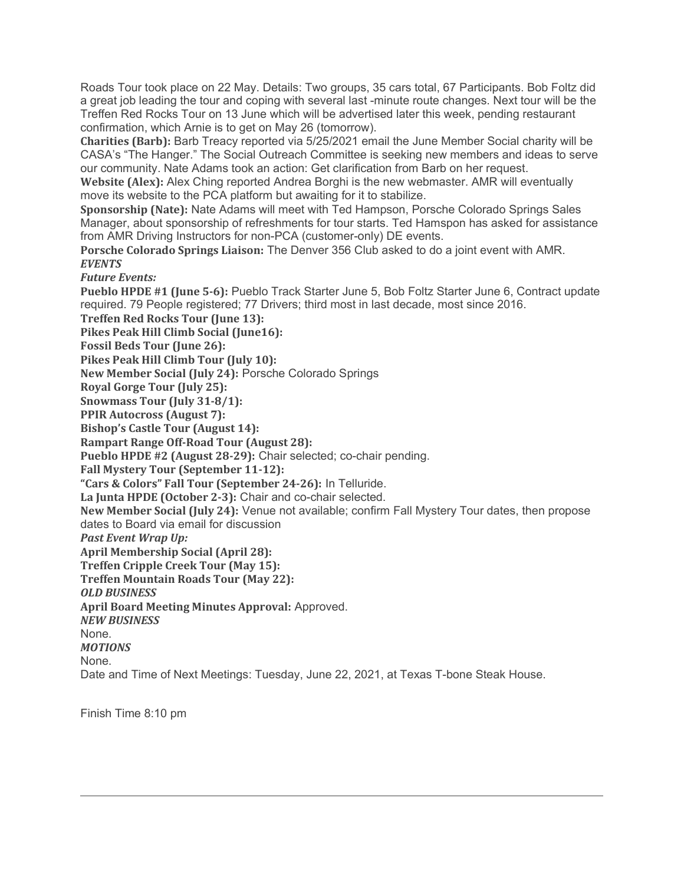Roads Tour took place on 22 May. Details: Two groups, 35 cars total, 67 Participants. Bob Foltz did a great job leading the tour and coping with several last -minute route changes. Next tour will be the Treffen Red Rocks Tour on 13 June which will be advertised later this week, pending restaurant confirmation, which Arnie is to get on May 26 (tomorrow).

**Charities (Barb):** Barb Treacy reported via 5/25/2021 email the June Member Social charity will be CASA's "The Hanger." The Social Outreach Committee is seeking new members and ideas to serve our community. Nate Adams took an action: Get clarification from Barb on her request.

**Website (Alex):** Alex Ching reported Andrea Borghi is the new webmaster. AMR will eventually move its website to the PCA platform but awaiting for it to stabilize.

**Sponsorship (Nate):** Nate Adams will meet with Ted Hampson, Porsche Colorado Springs Sales Manager, about sponsorship of refreshments for tour starts. Ted Hamspon has asked for assistance from AMR Driving Instructors for non-PCA (customer-only) DE events.

**Porsche Colorado Springs Liaison:** The Denver 356 Club asked to do a joint event with AMR.

***EVENTS***

***Future Events:***

**Pueblo HPDE #1 (June 5-6):** Pueblo Track Starter June 5, Bob Foltz Starter June 6, Contract update required. 79 People registered; 77 Drivers; third most in last decade, most since 2016.

**Treffen Red Rocks Tour (June 13):**

**Pikes Peak Hill Climb Social (June16):**

**Fossil Beds Tour (June 26):**

**Pikes Peak Hill Climb Tour (July 10):**

**New Member Social (July 24):** Porsche Colorado Springs

**Royal Gorge Tour (July 25):**

**Snowmass Tour (July 31-8/1):**

**PPIR Autocross (August 7):**

**Bishop's Castle Tour (August 14):**

**Rampart Range Off-Road Tour (August 28):**

**Pueblo HPDE #2 (August 28-29):** Chair selected; co-chair pending.

**Fall Mystery Tour (September 11-12):**

**"Cars & Colors" Fall Tour (September 24-26):** In Telluride.

**La Junta HPDE (October 2-3):** Chair and co-chair selected.

**New Member Social (July 24):** Venue not available; confirm Fall Mystery Tour dates, then propose dates to Board via email for discussion

***Past Event Wrap Up:***

**April Membership Social (April 28):**

**Treffen Cripple Creek Tour (May 15):**

**Treffen Mountain Roads Tour (May 22):**

***OLD BUSINESS***

**April Board Meeting Minutes Approval:** Approved.

***NEW BUSINESS***

None.

***MOTIONS***

None.

Date and Time of Next Meetings: Tuesday, June 22, 2021, at Texas T-bone Steak House.

Finish Time 8:10 pm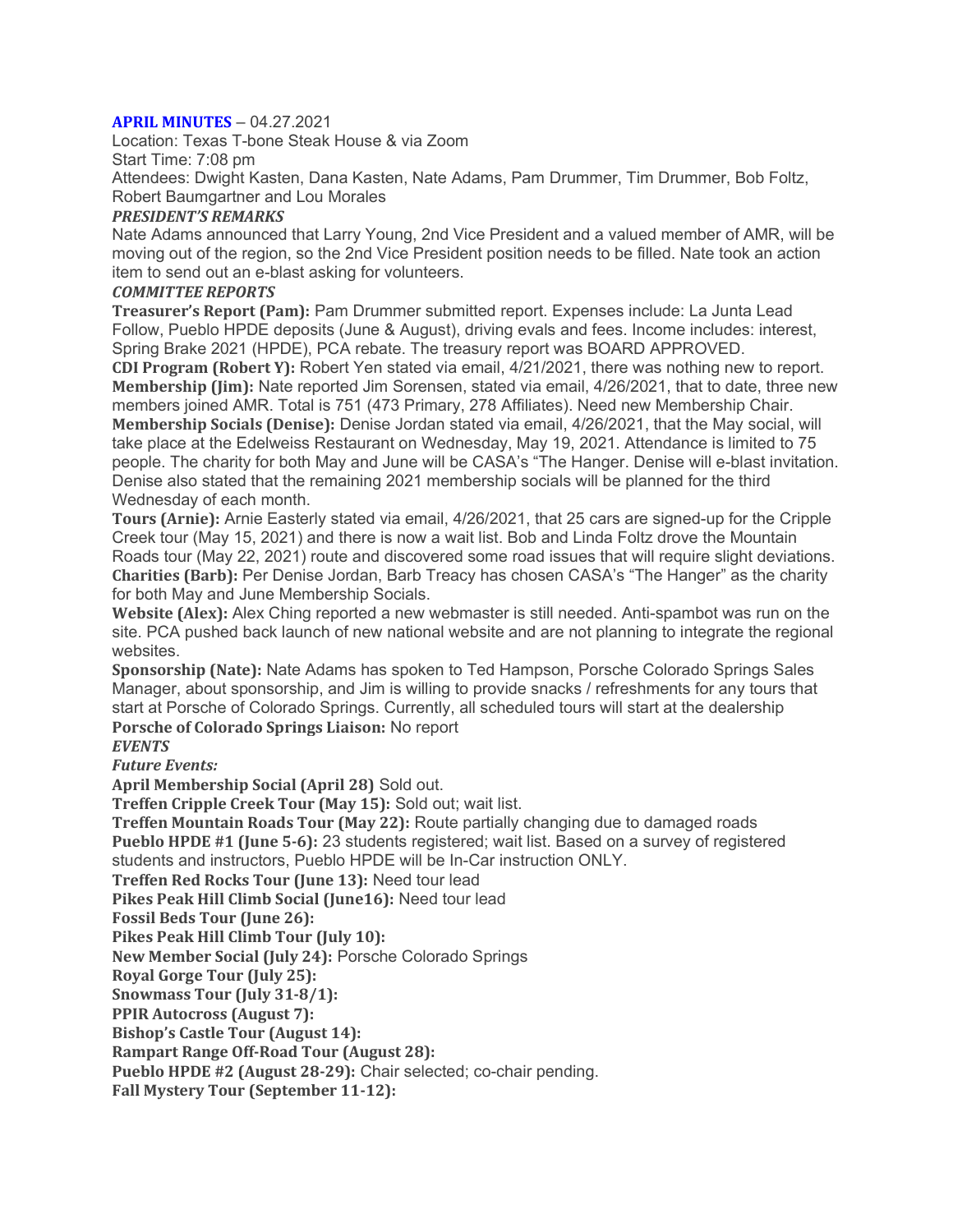**APRIL MINUTES** – 04.27.2021

Location: Texas T-bone Steak House & via Zoom
Start Time: 7:08 pm
Attendees: Dwight Kasten, Dana Kasten, Nate Adams, Pam Drummer, Tim Drummer, Bob Foltz, Robert Baumgartner and Lou Morales

***PRESIDENT'S REMARKS***

Nate Adams announced that Larry Young, 2nd Vice President and a valued member of AMR, will be moving out of the region, so the 2nd Vice President position needs to be filled. Nate took an action item to send out an e-blast asking for volunteers.

***COMMITTEE REPORTS***

**Treasurer's Report (Pam):** Pam Drummer submitted report. Expenses include: La Junta Lead Follow, Pueblo HPDE deposits (June & August), driving evals and fees. Income includes: interest, Spring Brake 2021 (HPDE), PCA rebate. The treasury report was BOARD APPROVED.

**CDI Program (Robert Y):** Robert Yen stated via email, 4/21/2021, there was nothing new to report.

**Membership (Jim):** Nate reported Jim Sorensen, stated via email, 4/26/2021, that to date, three new members joined AMR. Total is 751 (473 Primary, 278 Affiliates). Need new Membership Chair.

**Membership Socials (Denise):** Denise Jordan stated via email, 4/26/2021, that the May social, will take place at the Edelweiss Restaurant on Wednesday, May 19, 2021. Attendance is limited to 75 people. The charity for both May and June will be CASA's "The Hanger. Denise will e-blast invitation. Denise also stated that the remaining 2021 membership socials will be planned for the third Wednesday of each month.

**Tours (Arnie):** Arnie Easterly stated via email, 4/26/2021, that 25 cars are signed-up for the Cripple Creek tour (May 15, 2021) and there is now a wait list. Bob and Linda Foltz drove the Mountain Roads tour (May 22, 2021) route and discovered some road issues that will require slight deviations.

**Charities (Barb):** Per Denise Jordan, Barb Treacy has chosen CASA's "The Hanger" as the charity for both May and June Membership Socials.

**Website (Alex):** Alex Ching reported a new webmaster is still needed. Anti-spambot was run on the site. PCA pushed back launch of new national website and are not planning to integrate the regional websites.

**Sponsorship (Nate):** Nate Adams has spoken to Ted Hampson, Porsche Colorado Springs Sales Manager, about sponsorship, and Jim is willing to provide snacks / refreshments for any tours that start at Porsche of Colorado Springs. Currently, all scheduled tours will start at the dealership

**Porsche of Colorado Springs Liaison:** No report

***EVENTS***

***Future Events:***

**April Membership Social (April 28)** Sold out.

**Treffen Cripple Creek Tour (May 15):** Sold out; wait list.

**Treffen Mountain Roads Tour (May 22):** Route partially changing due to damaged roads

**Pueblo HPDE #1 (June 5-6):** 23 students registered; wait list. Based on a survey of registered students and instructors, Pueblo HPDE will be In-Car instruction ONLY.

**Treffen Red Rocks Tour (June 13):** Need tour lead

**Pikes Peak Hill Climb Social (June16):** Need tour lead

**Fossil Beds Tour (June 26):**

**Pikes Peak Hill Climb Tour (July 10):**

**New Member Social (July 24):** Porsche Colorado Springs

**Royal Gorge Tour (July 25):**

**Snowmass Tour (July 31-8/1):**

**PPIR Autocross (August 7):**

**Bishop's Castle Tour (August 14):**

**Rampart Range Off-Road Tour (August 28):**

**Pueblo HPDE #2 (August 28-29):** Chair selected; co-chair pending.

**Fall Mystery Tour (September 11-12):**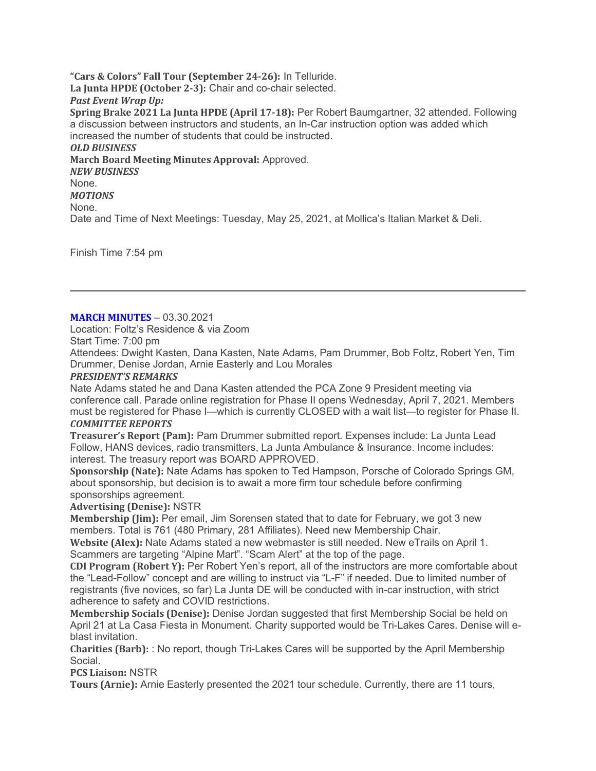**"Cars & Colors" Fall Tour (September 24-26):** In Telluride.
**La Junta HPDE (October 2-3):** Chair and co-chair selected.
***Past Event Wrap Up:***
**Spring Brake 2021 La Junta HPDE (April 17-18):** Per Robert Baumgartner, 32 attended. Following a discussion between instructors and students, an In-Car instruction option was added which increased the number of students that could be instructed.
***OLD BUSINESS***
**March Board Meeting Minutes Approval:** Approved.
***NEW BUSINESS***
None.
***MOTIONS***
None.
Date and Time of Next Meetings: Tuesday, May 25, 2021, at Mollica's Italian Market & Deli.

Finish Time 7:54 pm

---

**MARCH MINUTES** – 03.30.2021
Location: Foltz's Residence & via Zoom
Start Time: 7:00 pm
Attendees: Dwight Kasten, Dana Kasten, Nate Adams, Pam Drummer, Bob Foltz, Robert Yen, Tim Drummer, Denise Jordan, Arnie Easterly and Lou Morales
***PRESIDENT'S REMARKS***
Nate Adams stated he and Dana Kasten attended the PCA Zone 9 President meeting via conference call. Parade online registration for Phase II opens Wednesday, April 7, 2021. Members must be registered for Phase I—which is currently CLOSED with a wait list—to register for Phase II.
***COMMITTEE REPORTS***
**Treasurer's Report (Pam):** Pam Drummer submitted report. Expenses include: La Junta Lead Follow, HANS devices, radio transmitters, La Junta Ambulance & Insurance. Income includes: interest. The treasury report was BOARD APPROVED.
**Sponsorship (Nate):** Nate Adams has spoken to Ted Hampson, Porsche of Colorado Springs GM, about sponsorship, but decision is to await a more firm tour schedule before confirming sponsorships agreement.
**Advertising (Denise):** NSTR
**Membership (Jim):** Per email, Jim Sorensen stated that to date for February, we got 3 new members. Total is 761 (480 Primary, 281 Affiliates). Need new Membership Chair.
**Website (Alex):** Nate Adams stated a new webmaster is still needed. New eTrails on April 1. Scammers are targeting "Alpine Mart". "Scam Alert" at the top of the page.
**CDI Program (Robert Y):** Per Robert Yen's report, all of the instructors are more comfortable about the "Lead-Follow" concept and are willing to instruct via "L-F" if needed. Due to limited number of registrants (five novices, so far) La Junta DE will be conducted with in-car instruction, with strict adherence to safety and COVID restrictions.
**Membership Socials (Denise):** Denise Jordan suggested that first Membership Social be held on April 21 at La Casa Fiesta in Monument. Charity supported would be Tri-Lakes Cares. Denise will e-blast invitation.
**Charities (Barb):** : No report, though Tri-Lakes Cares will be supported by the April Membership Social.
**PCS Liaison:** NSTR
**Tours (Arnie):** Arnie Easterly presented the 2021 tour schedule. Currently, there are 11 tours,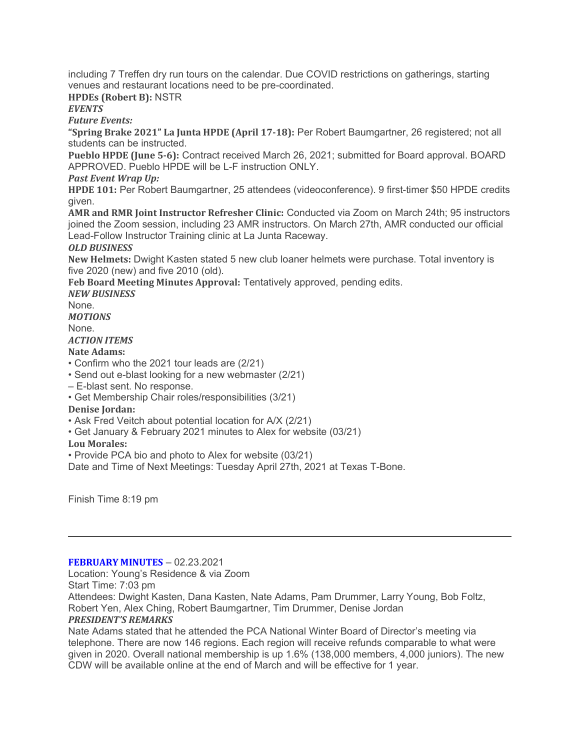including 7 Treffen dry run tours on the calendar. Due COVID restrictions on gatherings, starting venues and restaurant locations need to be pre-coordinated.

**HPDEs (Robert B):** NSTR

***EVENTS***

***Future Events:***

**"Spring Brake 2021" La Junta HPDE (April 17-18):** Per Robert Baumgartner, 26 registered; not all students can be instructed.

**Pueblo HPDE (June 5-6):** Contract received March 26, 2021; submitted for Board approval. BOARD APPROVED. Pueblo HPDE will be L-F instruction ONLY.

***Past Event Wrap Up:***

**HPDE 101:** Per Robert Baumgartner, 25 attendees (videoconference). 9 first-timer $50 HPDE credits given.

**AMR and RMR Joint Instructor Refresher Clinic:** Conducted via Zoom on March 24th; 95 instructors joined the Zoom session, including 23 AMR instructors. On March 27th, AMR conducted our official Lead-Follow Instructor Training clinic at La Junta Raceway.

***OLD BUSINESS***

**New Helmets:** Dwight Kasten stated 5 new club loaner helmets were purchase. Total inventory is five 2020 (new) and five 2010 (old).

**Feb Board Meeting Minutes Approval:** Tentatively approved, pending edits.

***NEW BUSINESS***

None.

***MOTIONS***

None.

***ACTION ITEMS***

**Nate Adams:**

- Confirm who the 2021 tour leads are (2/21)
- Send out e-blast looking for a new webmaster (2/21)

– E-blast sent. No response.

- Get Membership Chair roles/responsibilities (3/21)

**Denise Jordan:**

- Ask Fred Veitch about potential location for A/X (2/21)
- Get January & February 2021 minutes to Alex for website (03/21)

**Lou Morales:**

- Provide PCA bio and photo to Alex for website (03/21)

Date and Time of Next Meetings: Tuesday April 27th, 2021 at Texas T-Bone.

Finish Time 8:19 pm

---

**FEBRUARY MINUTES** – 02.23.2021

Location: Young's Residence & via Zoom

Start Time: 7:03 pm

Attendees: Dwight Kasten, Dana Kasten, Nate Adams, Pam Drummer, Larry Young, Bob Foltz, Robert Yen, Alex Ching, Robert Baumgartner, Tim Drummer, Denise Jordan

***PRESIDENT'S REMARKS***

Nate Adams stated that he attended the PCA National Winter Board of Director's meeting via telephone. There are now 146 regions. Each region will receive refunds comparable to what were given in 2020. Overall national membership is up 1.6% (138,000 members, 4,000 juniors). The new CDW will be available online at the end of March and will be effective for 1 year.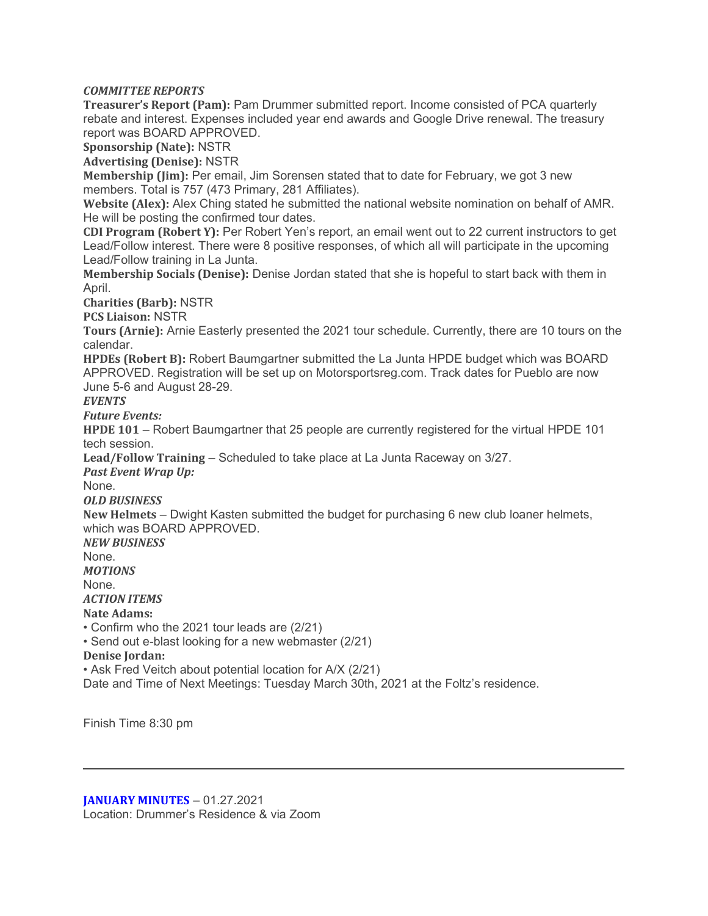***COMMITTEE REPORTS***

**Treasurer's Report (Pam):** Pam Drummer submitted report. Income consisted of PCA quarterly rebate and interest. Expenses included year end awards and Google Drive renewal. The treasury report was BOARD APPROVED.

**Sponsorship (Nate):** NSTR

**Advertising (Denise):** NSTR

**Membership (Jim):** Per email, Jim Sorensen stated that to date for February, we got 3 new members. Total is 757 (473 Primary, 281 Affiliates).

**Website (Alex):** Alex Ching stated he submitted the national website nomination on behalf of AMR. He will be posting the confirmed tour dates.

**CDI Program (Robert Y):** Per Robert Yen's report, an email went out to 22 current instructors to get Lead/Follow interest. There were 8 positive responses, of which all will participate in the upcoming Lead/Follow training in La Junta.

**Membership Socials (Denise):** Denise Jordan stated that she is hopeful to start back with them in April.

**Charities (Barb):** NSTR

**PCS Liaison:** NSTR

**Tours (Arnie):** Arnie Easterly presented the 2021 tour schedule. Currently, there are 10 tours on the calendar.

**HPDEs (Robert B):** Robert Baumgartner submitted the La Junta HPDE budget which was BOARD APPROVED. Registration will be set up on Motorsportsreg.com. Track dates for Pueblo are now June 5-6 and August 28-29.

***EVENTS***

***Future Events:***

**HPDE 101** – Robert Baumgartner that 25 people are currently registered for the virtual HPDE 101 tech session.

**Lead/Follow Training** – Scheduled to take place at La Junta Raceway on 3/27.

***Past Event Wrap Up:***

None.

***OLD BUSINESS***

**New Helmets** – Dwight Kasten submitted the budget for purchasing 6 new club loaner helmets, which was BOARD APPROVED.

***NEW BUSINESS***

None.

***MOTIONS***

None.

***ACTION ITEMS***

**Nate Adams:**

- Confirm who the 2021 tour leads are (2/21)
- Send out e-blast looking for a new webmaster (2/21)

**Denise Jordan:**

- Ask Fred Veitch about potential location for A/X (2/21)

Date and Time of Next Meetings: Tuesday March 30th, 2021 at the Foltz's residence.

Finish Time 8:30 pm

---

**JANUARY MINUTES** – 01.27.2021

Location: Drummer's Residence & via Zoom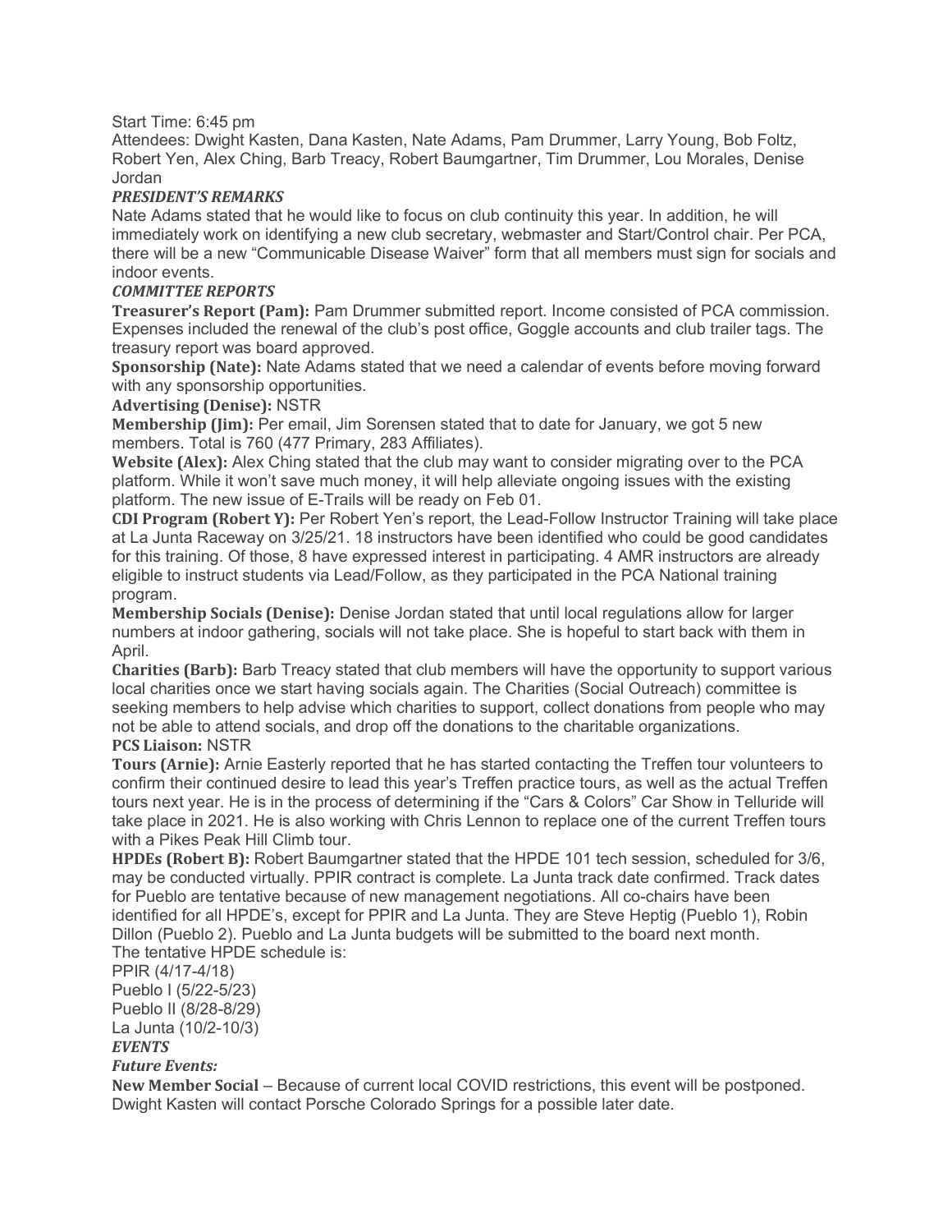Start Time: 6:45 pm

Attendees: Dwight Kasten, Dana Kasten, Nate Adams, Pam Drummer, Larry Young, Bob Foltz, Robert Yen, Alex Ching, Barb Treacy, Robert Baumgartner, Tim Drummer, Lou Morales, Denise Jordan

### *PRESIDENT'S REMARKS*

Nate Adams stated that he would like to focus on club continuity this year. In addition, he will immediately work on identifying a new club secretary, webmaster and Start/Control chair. Per PCA, there will be a new "Communicable Disease Waiver" form that all members must sign for socials and indoor events.

### *COMMITTEE REPORTS*

**Treasurer's Report (Pam):** Pam Drummer submitted report. Income consisted of PCA commission. Expenses included the renewal of the club's post office, Goggle accounts and club trailer tags. The treasury report was board approved.

**Sponsorship (Nate):** Nate Adams stated that we need a calendar of events before moving forward with any sponsorship opportunities.

**Advertising (Denise):** NSTR

**Membership (Jim):** Per email, Jim Sorensen stated that to date for January, we got 5 new members. Total is 760 (477 Primary, 283 Affiliates).

**Website (Alex):** Alex Ching stated that the club may want to consider migrating over to the PCA platform. While it won't save much money, it will help alleviate ongoing issues with the existing platform. The new issue of E-Trails will be ready on Feb 01.

**CDI Program (Robert Y):** Per Robert Yen's report, the Lead-Follow Instructor Training will take place at La Junta Raceway on 3/25/21. 18 instructors have been identified who could be good candidates for this training. Of those, 8 have expressed interest in participating. 4 AMR instructors are already eligible to instruct students via Lead/Follow, as they participated in the PCA National training program.

**Membership Socials (Denise):** Denise Jordan stated that until local regulations allow for larger numbers at indoor gathering, socials will not take place. She is hopeful to start back with them in April.

**Charities (Barb):** Barb Treacy stated that club members will have the opportunity to support various local charities once we start having socials again. The Charities (Social Outreach) committee is seeking members to help advise which charities to support, collect donations from people who may not be able to attend socials, and drop off the donations to the charitable organizations.

**PCS Liaison:** NSTR

**Tours (Arnie):** Arnie Easterly reported that he has started contacting the Treffen tour volunteers to confirm their continued desire to lead this year's Treffen practice tours, as well as the actual Treffen tours next year. He is in the process of determining if the "Cars & Colors" Car Show in Telluride will take place in 2021. He is also working with Chris Lennon to replace one of the current Treffen tours with a Pikes Peak Hill Climb tour.

**HPDEs (Robert B):** Robert Baumgartner stated that the HPDE 101 tech session, scheduled for 3/6, may be conducted virtually. PPIR contract is complete. La Junta track date confirmed. Track dates for Pueblo are tentative because of new management negotiations. All co-chairs have been identified for all HPDE's, except for PPIR and La Junta. They are Steve Heptig (Pueblo 1), Robin Dillon (Pueblo 2). Pueblo and La Junta budgets will be submitted to the board next month.

The tentative HPDE schedule is:

PPIR (4/17-4/18)
Pueblo I (5/22-5/23)
Pueblo II (8/28-8/29)
La Junta (10/2-10/3)

### *EVENTS*

#### *Future Events:*

**New Member Social** – Because of current local COVID restrictions, this event will be postponed. Dwight Kasten will contact Porsche Colorado Springs for a possible later date.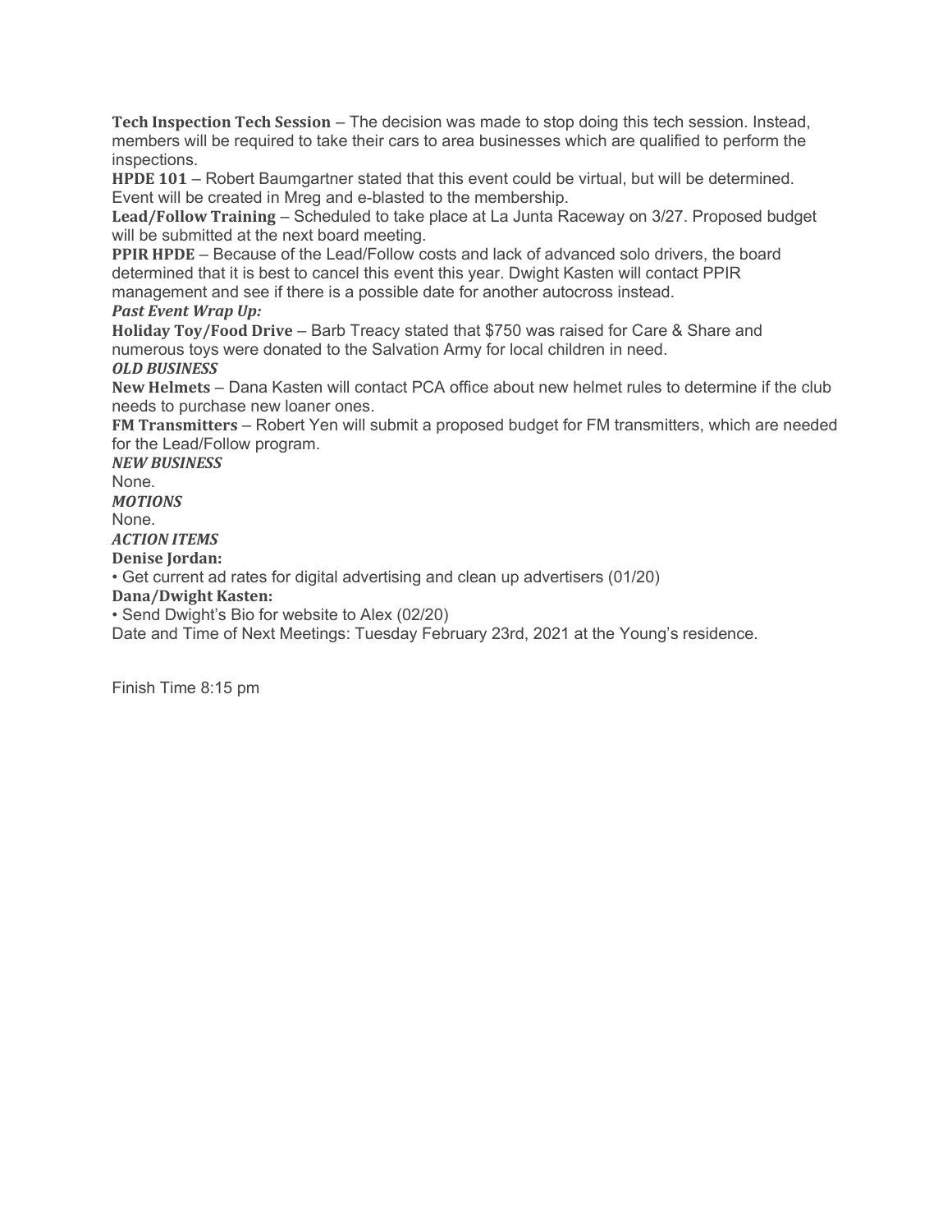**Tech Inspection Tech Session** – The decision was made to stop doing this tech session. Instead, members will be required to take their cars to area businesses which are qualified to perform the inspections.

**HPDE 101** – Robert Baumgartner stated that this event could be virtual, but will be determined. Event will be created in Mreg and e-blasted to the membership.

**Lead/Follow Training** – Scheduled to take place at La Junta Raceway on 3/27. Proposed budget will be submitted at the next board meeting.

**PPIR HPDE** – Because of the Lead/Follow costs and lack of advanced solo drivers, the board determined that it is best to cancel this event this year. Dwight Kasten will contact PPIR management and see if there is a possible date for another autocross instead.

***Past Event Wrap Up:***

**Holiday Toy/Food Drive** – Barb Treacy stated that $750 was raised for Care & Share and numerous toys were donated to the Salvation Army for local children in need.

***OLD BUSINESS***

**New Helmets** – Dana Kasten will contact PCA office about new helmet rules to determine if the club needs to purchase new loaner ones.

**FM Transmitters** – Robert Yen will submit a proposed budget for FM transmitters, which are needed for the Lead/Follow program.

***NEW BUSINESS***

None.

***MOTIONS***

None.

***ACTION ITEMS***

**Denise Jordan:**

- Get current ad rates for digital advertising and clean up advertisers (01/20)

**Dana/Dwight Kasten:**

- Send Dwight's Bio for website to Alex (02/20)

Date and Time of Next Meetings: Tuesday February 23rd, 2021 at the Young's residence.

Finish Time 8:15 pm